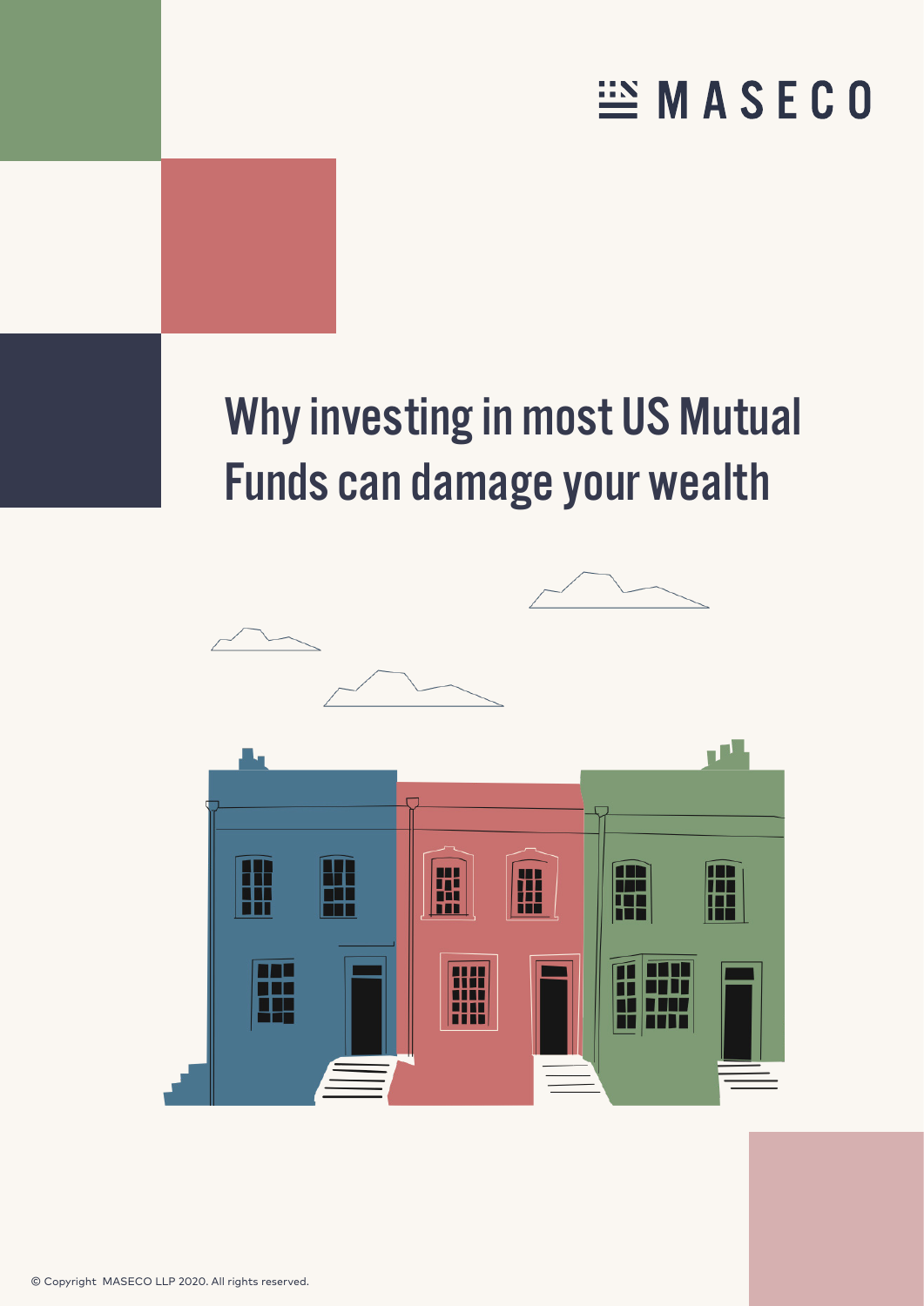MASECO

# Why investing in most US Mutual Funds can damage your wealth

© Copyright MASECO LLP 2020. All rights reserved.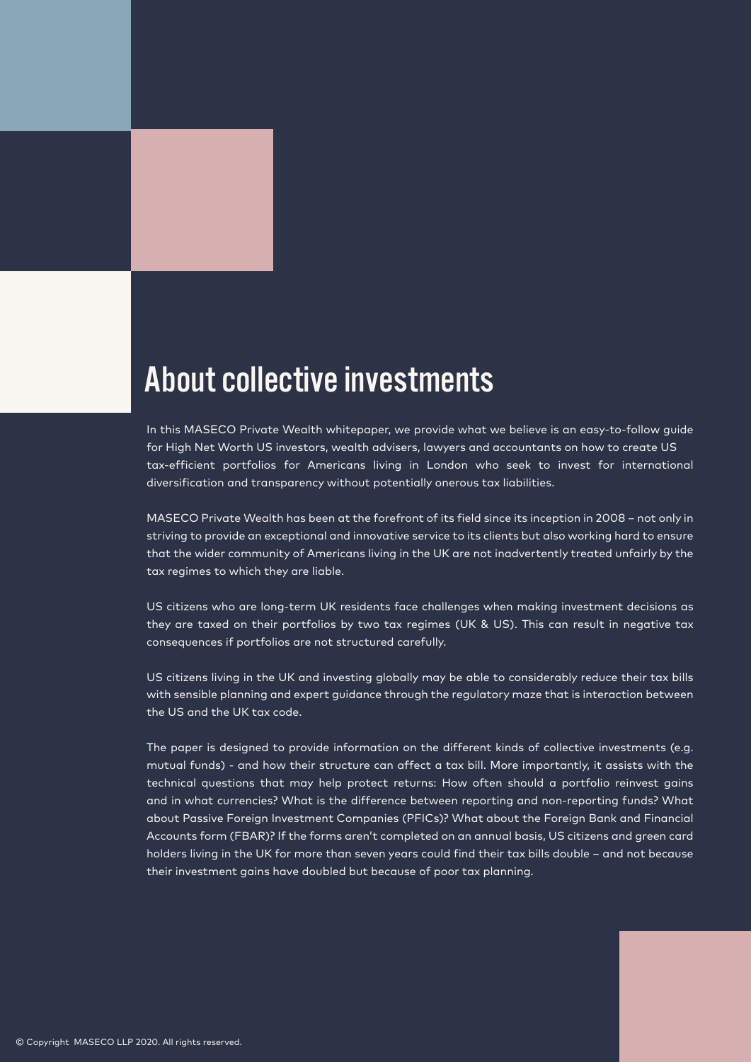# About collective investments

In this MASECO Private Wealth whitepaper, we provide what we believe is an easy-to-follow guide for High Net Worth US investors, wealth advisers, lawyers and accountants on how to create US tax-efficient portfolios for Americans living in London who seek to invest for international diversification and transparency without potentially onerous tax liabilities.

MASECO Private Wealth has been at the forefront of its field since its inception in 2008 – not only in striving to provide an exceptional and innovative service to its clients but also working hard to ensure that the wider community of Americans living in the UK are not inadvertently treated unfairly by the tax regimes to which they are liable.

US citizens who are long-term UK residents face challenges when making investment decisions as they are taxed on their portfolios by two tax regimes (UK & US). This can result in negative tax consequences if portfolios are not structured carefully.

US citizens living in the UK and investing globally may be able to considerably reduce their tax bills with sensible planning and expert guidance through the regulatory maze that is interaction between the US and the UK tax code.

The paper is designed to provide information on the different kinds of collective investments (e.g. mutual funds) - and how their structure can affect a tax bill. More importantly, it assists with the technical questions that may help protect returns: How often should a portfolio reinvest gains and in what currencies? What is the difference between reporting and non-reporting funds? What about Passive Foreign Investment Companies (PFICs)? What about the Foreign Bank and Financial Accounts form (FBAR)? If the forms aren't completed on an annual basis, US citizens and green card holders living in the UK for more than seven years could find their tax bills double – and not because their investment gains have doubled but because of poor tax planning.

© Copyright MASECO LLP 2020. All rights reserved.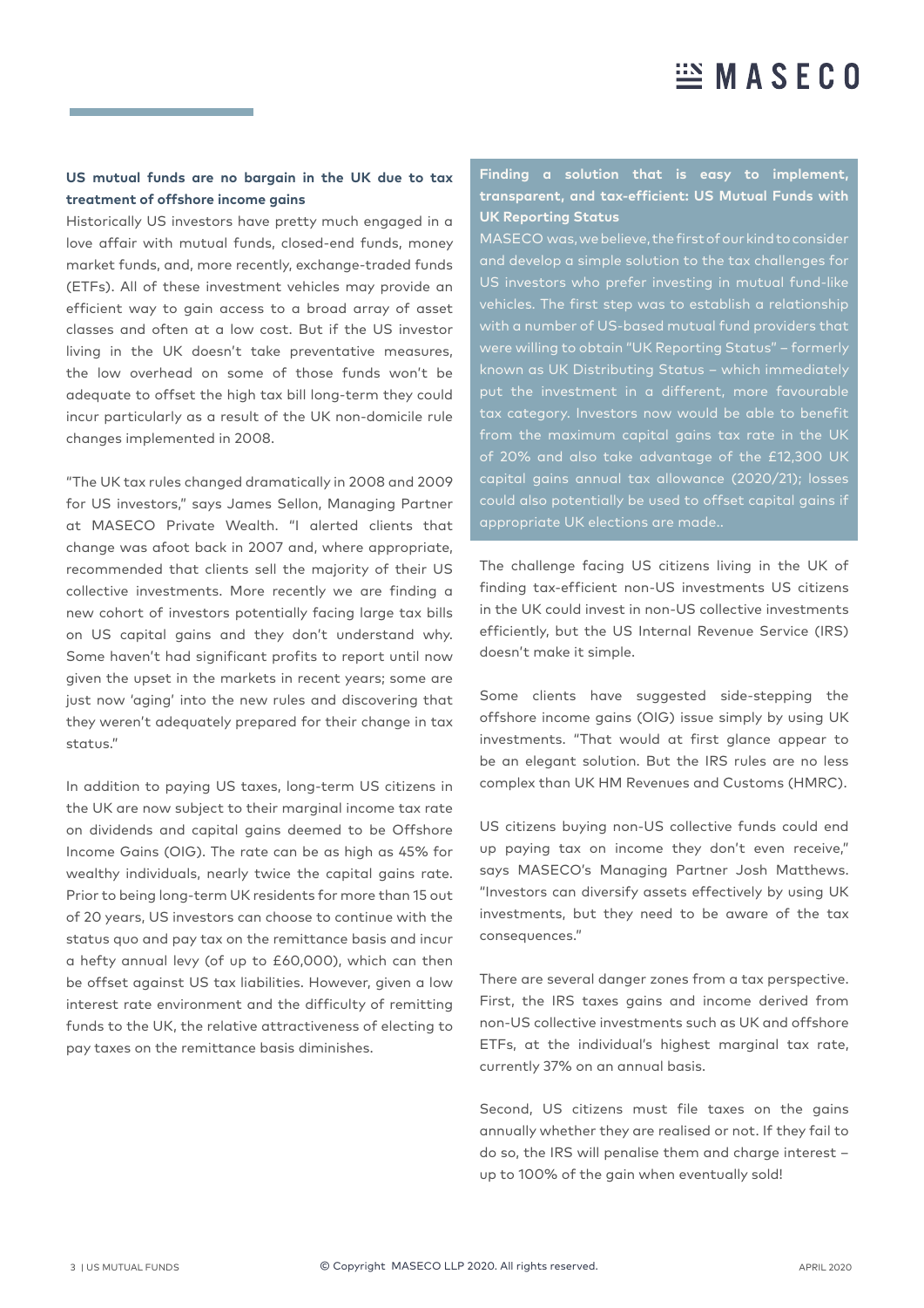**US mutual funds are no bargain in the UK due to tax treatment of offshore income gains**

Historically US investors have pretty much engaged in a love affair with mutual funds, closed-end funds, money market funds, and, more recently, exchange-traded funds (ETFs). All of these investment vehicles may provide an efficient way to gain access to a broad array of asset classes and often at a low cost. But if the US investor living in the UK doesn't take preventative measures, the low overhead on some of those funds won't be adequate to offset the high tax bill long-term they could incur particularly as a result of the UK non-domicile rule changes implemented in 2008.

"The UK tax rules changed dramatically in 2008 and 2009 for US investors," says James Sellon, Managing Partner at MASECO Private Wealth. "I alerted clients that change was afoot back in 2007 and, where appropriate, recommended that clients sell the majority of their US collective investments. More recently we are finding a new cohort of investors potentially facing large tax bills on US capital gains and they don't understand why. Some haven't had significant profits to report until now given the upset in the markets in recent years; some are just now 'aging' into the new rules and discovering that they weren't adequately prepared for their change in tax status."

In addition to paying US taxes, long-term US citizens in the UK are now subject to their marginal income tax rate on dividends and capital gains deemed to be Offshore Income Gains (OIG). The rate can be as high as 45% for wealthy individuals, nearly twice the capital gains rate. Prior to being long-term UK residents for more than 15 out of 20 years, US investors can choose to continue with the status quo and pay tax on the remittance basis and incur a hefty annual levy (of up to £60,000), which can then be offset against US tax liabilities. However, given a low interest rate environment and the difficulty of remitting funds to the UK, the relative attractiveness of electing to pay taxes on the remittance basis diminishes.

**Finding a solution that is easy to implement, transparent, and tax-efficient: US Mutual Funds with UK Reporting Status**

MASECO was, we believe, the first of our kind to consider and develop a simple solution to the tax challenges for US investors who prefer investing in mutual fund-like vehicles. The first step was to establish a relationship with a number of US-based mutual fund providers that were willing to obtain "UK Reporting Status" – formerly known as UK Distributing Status – which immediately put the investment in a different, more favourable tax category. Investors now would be able to benefit from the maximum capital gains tax rate in the UK of 20% and also take advantage of the £12,300 UK capital gains annual tax allowance (2020/21); losses could also potentially be used to offset capital gains if appropriate UK elections are made..

The challenge facing US citizens living in the UK of finding tax-efficient non-US investments US citizens in the UK could invest in non-US collective investments efficiently, but the US Internal Revenue Service (IRS) doesn't make it simple.

Some clients have suggested side-stepping the offshore income gains (OIG) issue simply by using UK investments. "That would at first glance appear to be an elegant solution. But the IRS rules are no less complex than UK HM Revenues and Customs (HMRC).

US citizens buying non-US collective funds could end up paying tax on income they don't even receive," says MASECO's Managing Partner Josh Matthews. "Investors can diversify assets effectively by using UK investments, but they need to be aware of the tax consequences."

There are several danger zones from a tax perspective. First, the IRS taxes gains and income derived from non-US collective investments such as UK and offshore ETFs, at the individual's highest marginal tax rate, currently 37% on an annual basis.

Second, US citizens must file taxes on the gains annually whether they are realised or not. If they fail to do so, the IRS will penalise them and charge interest – up to 100% of the gain when eventually sold!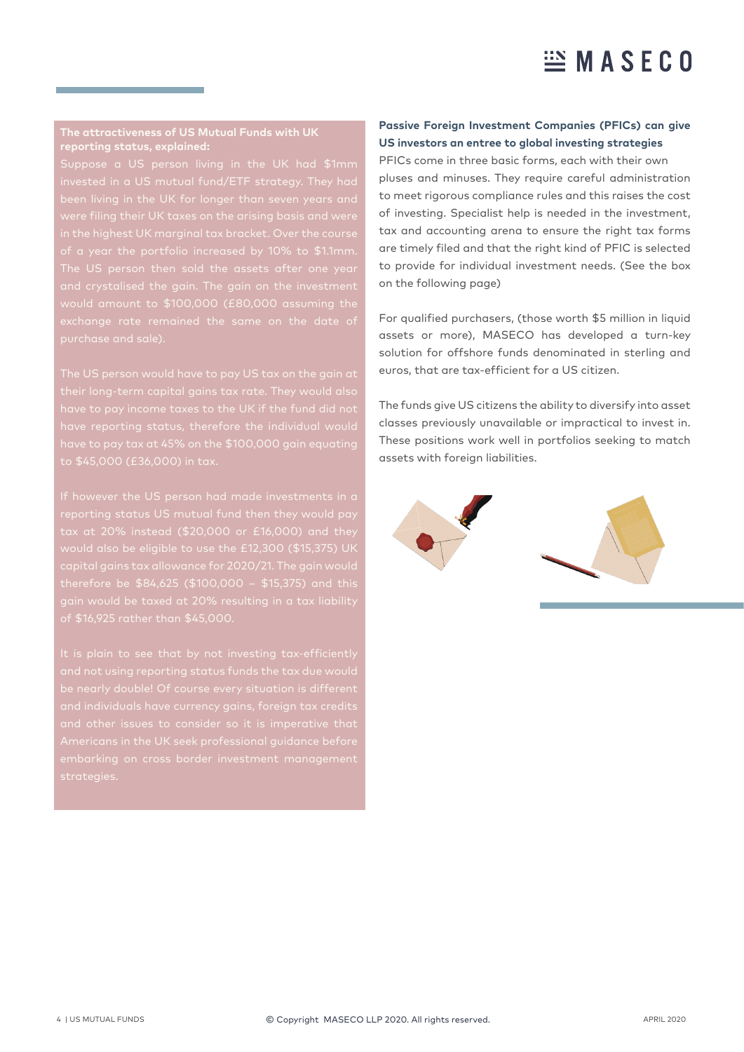### The attractiveness of US Mutual Funds with UK reporting status, explained:

Suppose a US person living in the UK had $1mm invested in a US mutual fund/ETF strategy. They had been living in the UK for longer than seven years and were filing their UK taxes on the arising basis and were in the highest UK marginal tax bracket. Over the course of a year the portfolio increased by 10% to $1.1mm. The US person then sold the assets after one year and crystalised the gain. The gain on the investment would amount to $100,000 (£80,000 assuming the exchange rate remained the same on the date of purchase and sale).

The US person would have to pay US tax on the gain at their long-term capital gains tax rate. They would also have to pay income taxes to the UK if the fund did not have reporting status, therefore the individual would have to pay tax at 45% on the $100,000 gain equating to $45,000 (£36,000) in tax.

If however the US person had made investments in a reporting status US mutual fund then they would pay tax at 20% instead ($20,000 or £16,000) and they would also be eligible to use the £12,300 ($15,375) UK capital gains tax allowance for 2020/21. The gain would therefore be $84,625 ($100,000 – $15,375) and this gain would be taxed at 20% resulting in a tax liability of $16,925 rather than $45,000.

It is plain to see that by not investing tax-efficiently and not using reporting status funds the tax due would be nearly double! Of course every situation is different and individuals have currency gains, foreign tax credits and other issues to consider so it is imperative that Americans in the UK seek professional guidance before embarking on cross border investment management strategies.

**Passive Foreign Investment Companies (PFICs) can give US investors an entree to global investing strategies**

PFICs come in three basic forms, each with their own pluses and minuses. They require careful administration to meet rigorous compliance rules and this raises the cost of investing. Specialist help is needed in the investment, tax and accounting arena to ensure the right tax forms are timely filed and that the right kind of PFIC is selected to provide for individual investment needs. (See the box on the following page)

For qualified purchasers, (those worth $5 million in liquid assets or more), MASECO has developed a turn-key solution for offshore funds denominated in sterling and euros, that are tax-efficient for a US citizen.

The funds give US citizens the ability to diversify into asset classes previously unavailable or impractical to invest in. These positions work well in portfolios seeking to match assets with foreign liabilities.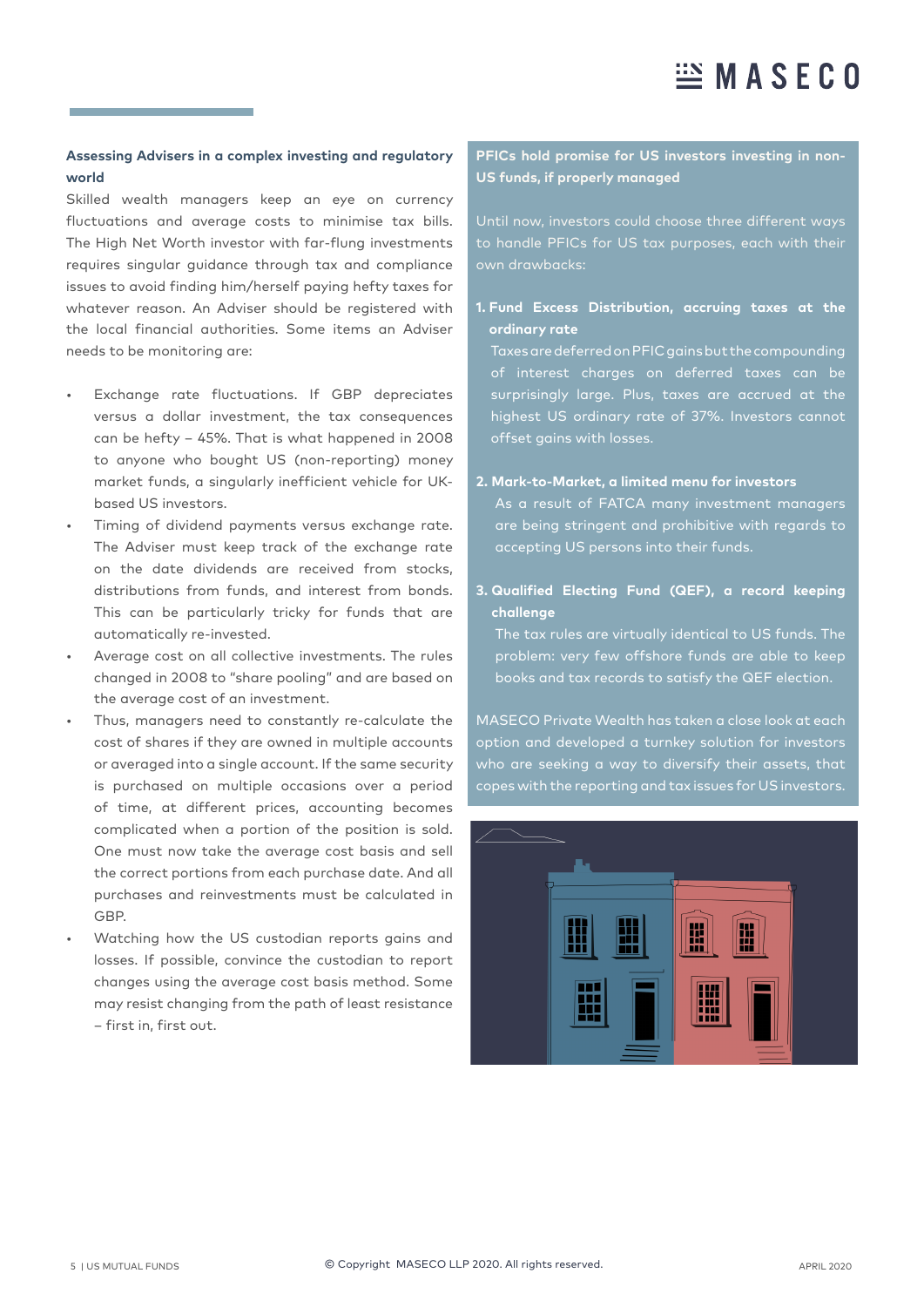### Assessing Advisers in a complex investing and regulatory world

Skilled wealth managers keep an eye on currency fluctuations and average costs to minimise tax bills. The High Net Worth investor with far-flung investments requires singular guidance through tax and compliance issues to avoid finding him/herself paying hefty taxes for whatever reason. An Adviser should be registered with the local financial authorities. Some items an Adviser needs to be monitoring are:

- Exchange rate fluctuations. If GBP depreciates versus a dollar investment, the tax consequences can be hefty – 45%. That is what happened in 2008 to anyone who bought US (non-reporting) money market funds, a singularly inefficient vehicle for UK-based US investors.
- Timing of dividend payments versus exchange rate. The Adviser must keep track of the exchange rate on the date dividends are received from stocks, distributions from funds, and interest from bonds. This can be particularly tricky for funds that are automatically re-invested.
- Average cost on all collective investments. The rules changed in 2008 to "share pooling" and are based on the average cost of an investment.
- Thus, managers need to constantly re-calculate the cost of shares if they are owned in multiple accounts or averaged into a single account. If the same security is purchased on multiple occasions over a period of time, at different prices, accounting becomes complicated when a portion of the position is sold. One must now take the average cost basis and sell the correct portions from each purchase date. And all purchases and reinvestments must be calculated in GBP.
- Watching how the US custodian reports gains and losses. If possible, convince the custodian to report changes using the average cost basis method. Some may resist changing from the path of least resistance – first in, first out.

### PFICs hold promise for US investors investing in non-US funds, if properly managed

Until now, investors could choose three different ways to handle PFICs for US tax purposes, each with their own drawbacks:

1. **Fund Excess Distribution, accruing taxes at the ordinary rate**
   Taxes are deferred on PFIC gains but the compounding of interest charges on deferred taxes can be surprisingly large. Plus, taxes are accrued at the highest US ordinary rate of 37%. Investors cannot offset gains with losses.

2. **Mark-to-Market, a limited menu for investors**
   As a result of FATCA many investment managers are being stringent and prohibitive with regards to accepting US persons into their funds.

3. **Qualified Electing Fund (QEF), a record keeping challenge**
   The tax rules are virtually identical to US funds. The problem: very few offshore funds are able to keep books and tax records to satisfy the QEF election.

MASECO Private Wealth has taken a close look at each option and developed a turnkey solution for investors who are seeking a way to diversify their assets, that copes with the reporting and tax issues for US investors.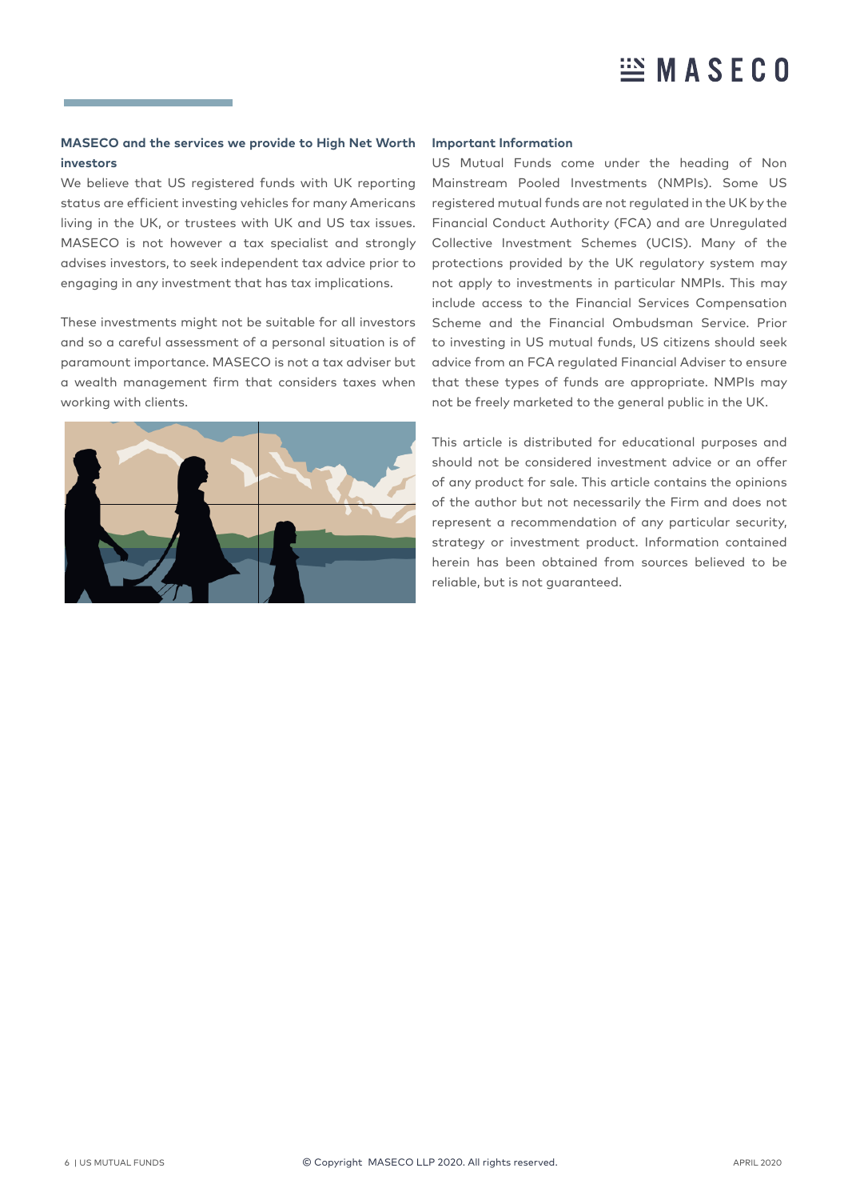### MASECO and the services we provide to High Net Worth investors

We believe that US registered funds with UK reporting status are efficient investing vehicles for many Americans living in the UK, or trustees with UK and US tax issues. MASECO is not however a tax specialist and strongly advises investors, to seek independent tax advice prior to engaging in any investment that has tax implications.

These investments might not be suitable for all investors and so a careful assessment of a personal situation is of paramount importance. MASECO is not a tax adviser but a wealth management firm that considers taxes when working with clients.

### Important Information

US Mutual Funds come under the heading of Non Mainstream Pooled Investments (NMPIs). Some US registered mutual funds are not regulated in the UK by the Financial Conduct Authority (FCA) and are Unregulated Collective Investment Schemes (UCIS). Many of the protections provided by the UK regulatory system may not apply to investments in particular NMPIs. This may include access to the Financial Services Compensation Scheme and the Financial Ombudsman Service. Prior to investing in US mutual funds, US citizens should seek advice from an FCA regulated Financial Adviser to ensure that these types of funds are appropriate. NMPIs may not be freely marketed to the general public in the UK.

This article is distributed for educational purposes and should not be considered investment advice or an offer of any product for sale. This article contains the opinions of the author but not necessarily the Firm and does not represent a recommendation of any particular security, strategy or investment product. Information contained herein has been obtained from sources believed to be reliable, but is not guaranteed.

© Copyright MASECO LLP 2020. All rights reserved.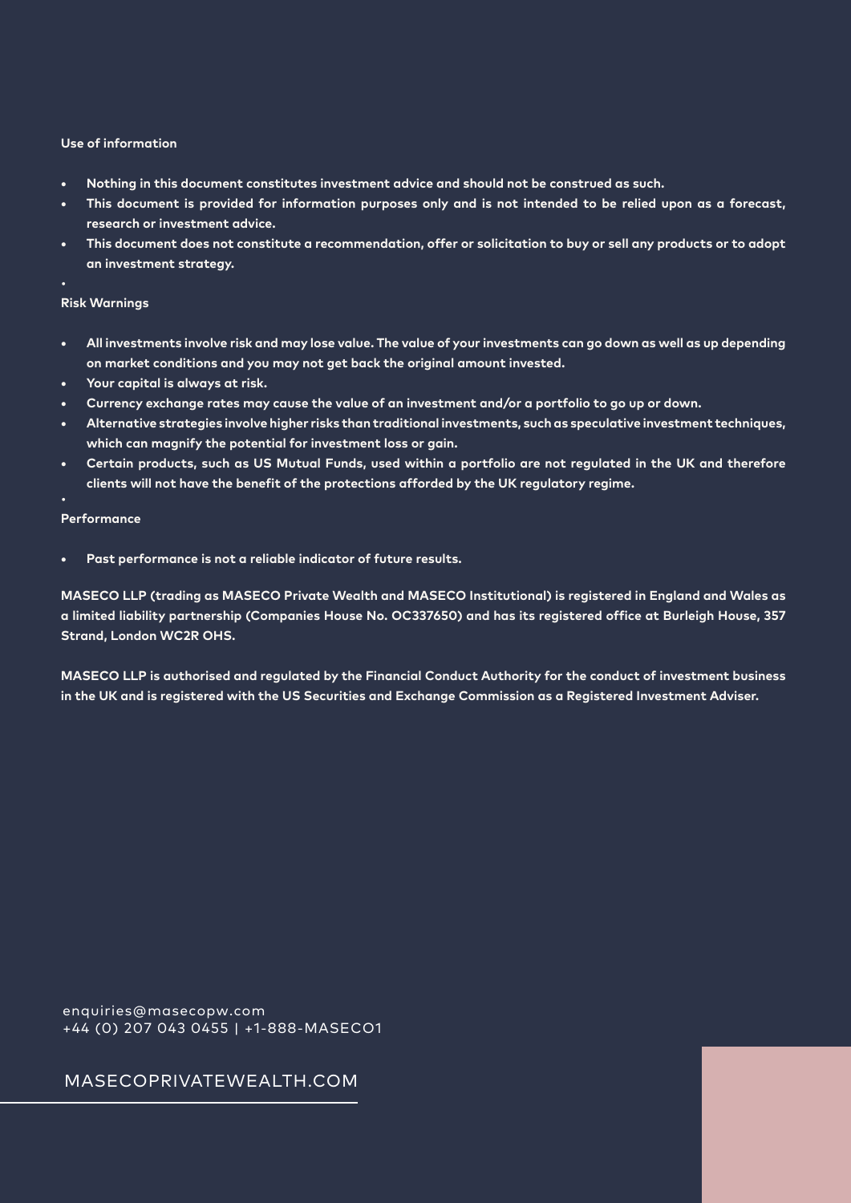**Use of information**

- Nothing in this document constitutes investment advice and should not be construed as such.
- This document is provided for information purposes only and is not intended to be relied upon as a forecast, research or investment advice.
- This document does not constitute a recommendation, offer or solicitation to buy or sell any products or to adopt an investment strategy.

**Risk Warnings**

- All investments involve risk and may lose value. The value of your investments can go down as well as up depending on market conditions and you may not get back the original amount invested.
- Your capital is always at risk.
- Currency exchange rates may cause the value of an investment and/or a portfolio to go up or down.
- Alternative strategies involve higher risks than traditional investments, such as speculative investment techniques, which can magnify the potential for investment loss or gain.
- Certain products, such as US Mutual Funds, used within a portfolio are not regulated in the UK and therefore clients will not have the benefit of the protections afforded by the UK regulatory regime.

**Performance**

- Past performance is not a reliable indicator of future results.

**MASECO LLP (trading as MASECO Private Wealth and MASECO Institutional) is registered in England and Wales as a limited liability partnership (Companies House No. OC337650) and has its registered office at Burleigh House, 357 Strand, London WC2R OHS.**

**MASECO LLP is authorised and regulated by the Financial Conduct Authority for the conduct of investment business in the UK and is registered with the US Securities and Exchange Commission as a Registered Investment Adviser.**

enquiries@masecopw.com
+44 (0) 207 043 0455 | +1-888-MASECO1

MASECOPRIVATEWEALTH.COM